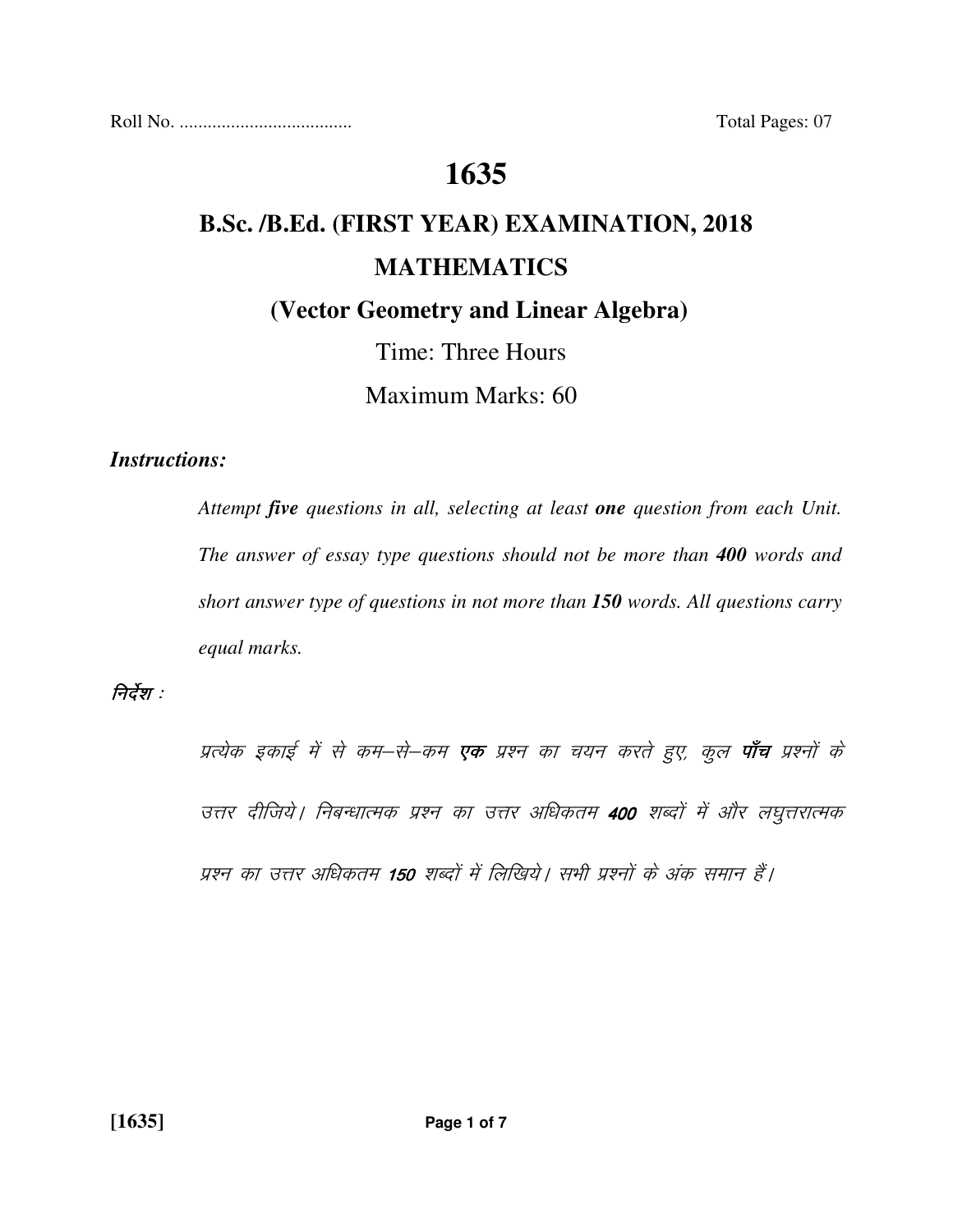Roll No. ..................................... Total Pages: 07

# 1635

## B.Sc. /B.Ed. (FIRST YEAR) EXAMINATION, 2018

## MATHEMATICS

### (Vector Geometry and Linear Algebra)

Time: Three Hours

Maximum Marks: 60

***Instructions:***

*Attempt **five** questions in all, selecting at least **one** question from each Unit. The answer of essay type questions should not be more than **400** words and short answer type of questions in not more than **150** words. All questions carry equal marks.*

*निर्देश :*

*प्रत्येक इकाई में से कम–से–कम **एक** प्रश्न का चयन करते हुए, कुल **पाँच** प्रश्नों के उत्तर दीजिये। निबन्धात्मक प्रश्न का उत्तर अधिकतम **400** शब्दों में और लघुत्तरात्मक प्रश्न का उत्तर अधिकतम **150** शब्दों में लिखिये। सभी प्रश्नों के अंक समान हैं।*

**[1635]**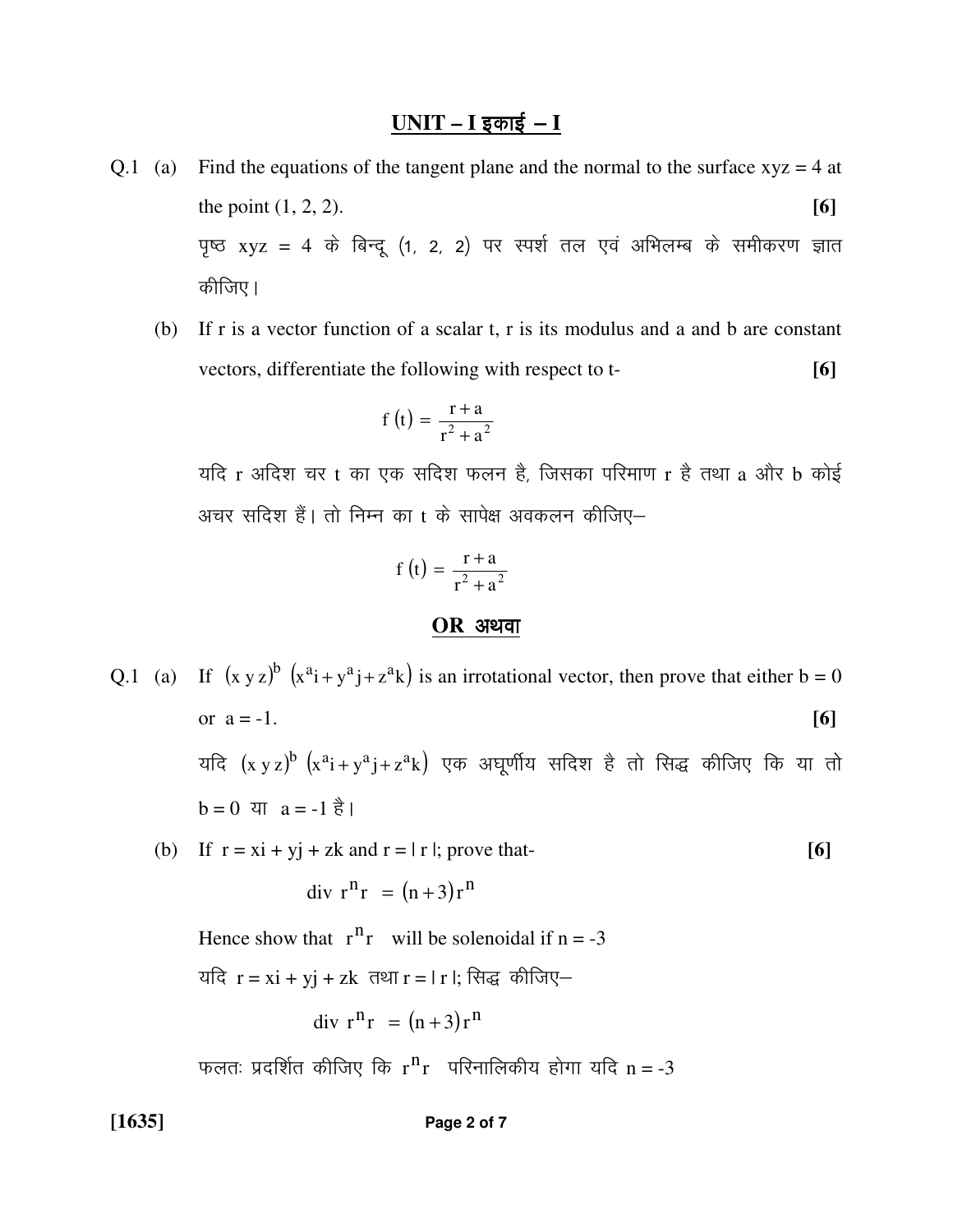## UNIT – I इकाई – I

**Q.1 (a)** Find the equations of the tangent plane and the normal to the surface $xyz = 4$ at the point (1, 2, 2). **[6]**

पृष्ठ $xyz = 4$ के बिन्दू (1, 2, 2) पर स्पर्श तल एवं अभिलम्ब के समीकरण ज्ञात कीजिए।

**(b)** If r is a vector function of a scalar t, r is its modulus and a and b are constant vectors, differentiate the following with respect to t- **[6]**

$$f(t) = \frac{r + a}{r^2 + a^2}$$

यदि r अदिश चर t का एक सदिश फलन है, जिसका परिमाण r है तथा a और b कोई अचर सदिश हैं। तो निम्न का t के सापेक्ष अवकलन कीजिए–

$$f(t) = \frac{r + a}{r^2 + a^2}$$

## OR अथवा

**Q.1 (a)** If $(x\,y\,z)^b\,(x^a i + y^a j + z^a k)$ is an irrotational vector, then prove that either $b = 0$ or $a = -1$. **[6]**

यदि $(x\,y\,z)^b\,(x^a i + y^a j + z^a k)$ एक अघूर्णीय सदिश है तो सिद्ध कीजिए कि या तो $b = 0$ या $a = -1$ है।

**(b)** If $r = xi + yj + zk$ and $r = |r|$; prove that- **[6]**

$$\text{div } r^n r = (n+3) r^n$$

Hence show that $r^n r$ will be solenoidal if $n = -3$

यदि $r = xi + yj + zk$ तथा $r = |r|$; सिद्ध कीजिए–

$$\text{div } r^n r = (n+3) r^n$$

फलतः प्रदर्शित कीजिए कि $r^n r$ परिनालिकीय होगा यदि $n = -3$

[1635]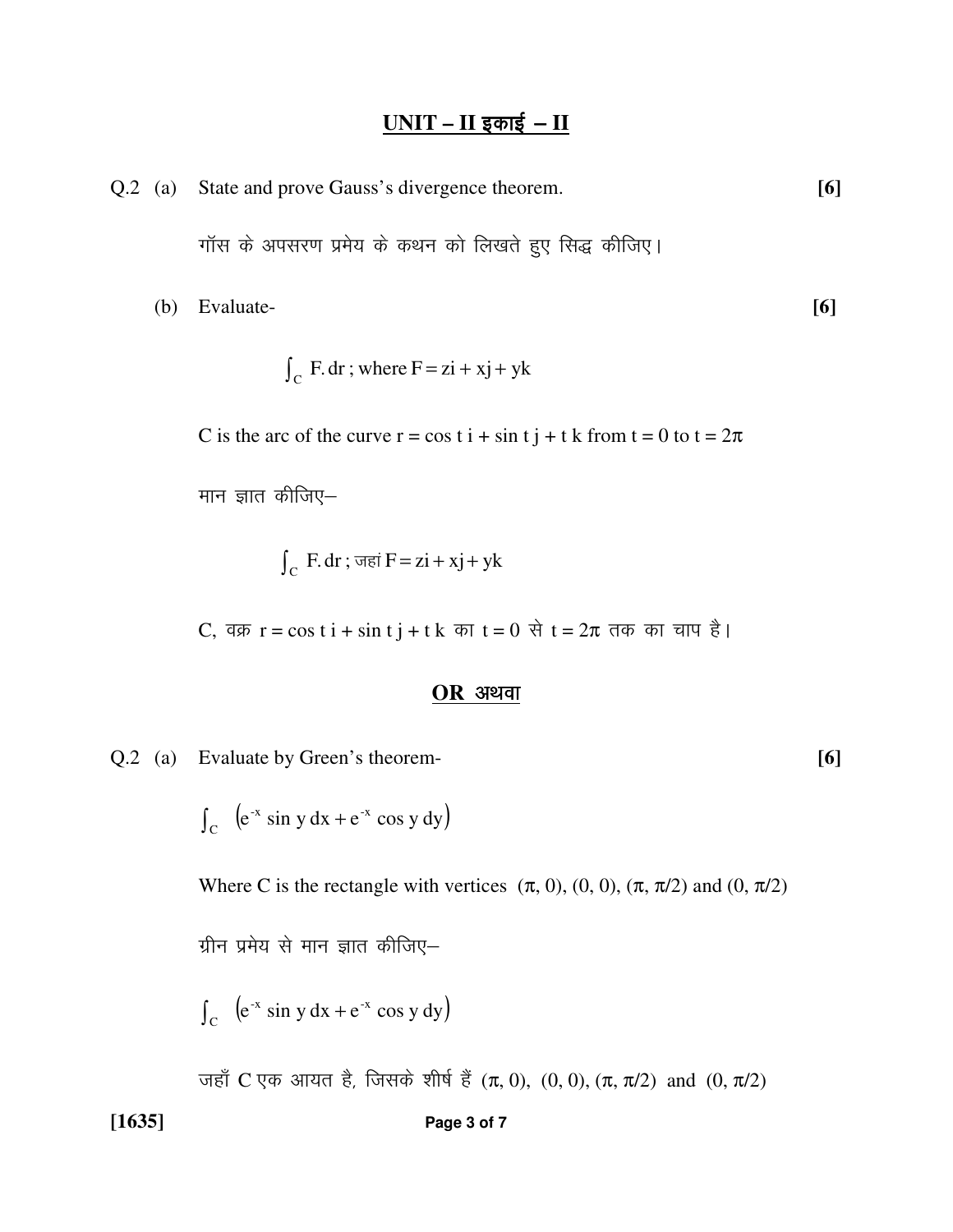## UNIT – II इकाई – II

Q.2 (a) State and prove Gauss's divergence theorem. **[6]**

गॉस के अपसरण प्रमेय के कथन को लिखते हुए सिद्ध कीजिए।

(b) Evaluate- **[6]**

$$\int_C F.dr \; ; \text{ where } F = zi + xj + yk$$

C is the arc of the curve $r = \cos t\, i + \sin t\, j + t\, k$ from $t = 0$ to $t = 2\pi$

मान ज्ञात कीजिए–

$$\int_C F.dr \; ; \text{ जहां } F = zi + xj + yk$$

C, वक्र $r = \cos t\, i + \sin t\, j + t\, k$ का $t = 0$ से $t = 2\pi$ तक का चाप है।

**OR अथवा**

Q.2 (a) Evaluate by Green's theorem- **[6]**

$$\int_C \left(e^{-x} \sin y\, dx + e^{-x} \cos y\, dy\right)$$

Where C is the rectangle with vertices $(\pi, 0)$, $(0, 0)$, $(\pi, \pi/2)$ and $(0, \pi/2)$

ग्रीन प्रमेय से मान ज्ञात कीजिए–

$$\int_C \left(e^{-x} \sin y\, dx + e^{-x} \cos y\, dy\right)$$

जहाँ C एक आयत है, जिसके शीर्ष हैं $(\pi, 0)$, $(0, 0)$, $(\pi, \pi/2)$ and $(0, \pi/2)$

[1635]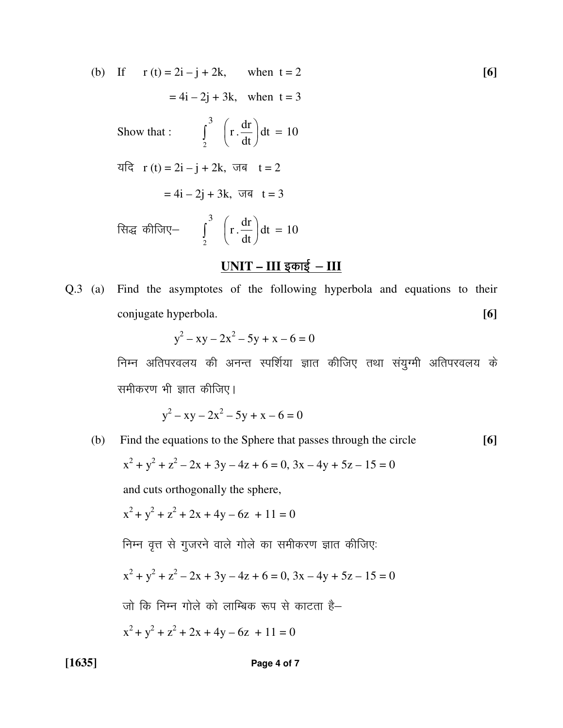(b) If $r(t) = 2i - j + 2k$, when $t = 2$ **[6]**

$= 4i - 2j + 3k$, when $t = 3$

Show that : $$\int_2^3 \left(r \cdot \frac{dr}{dt}\right) dt = 10$$

यदि $r(t) = 2i - j + 2k$, जब $t = 2$

$= 4i - 2j + 3k$, जब $t = 3$

सिद्ध कीजिए– $$\int_2^3 \left(r \cdot \frac{dr}{dt}\right) dt = 10$$

## UNIT – III इकाई – III

Q.3 (a) Find the asymptotes of the following hyperbola and equations to their conjugate hyperbola. **[6]**

$$y^2 - xy - 2x^2 - 5y + x - 6 = 0$$

निम्न अतिपरवलय की अनन्त स्पर्शिया ज्ञात कीजिए तथा संयुग्मी अतिपरवलय के समीकरण भी ज्ञात कीजिए।

$$y^2 - xy - 2x^2 - 5y + x - 6 = 0$$

(b) Find the equations to the Sphere that passes through the circle **[6]**

$x^2 + y^2 + z^2 - 2x + 3y - 4z + 6 = 0,\ 3x - 4y + 5z - 15 = 0$

and cuts orthogonally the sphere,

$x^2 + y^2 + z^2 + 2x + 4y - 6z + 11 = 0$

निम्न वृत्त से गुजरने वाले गोले का समीकरण ज्ञात कीजिए:

$x^2 + y^2 + z^2 - 2x + 3y - 4z + 6 = 0,\ 3x - 4y + 5z - 15 = 0$

जो कि निम्न गोले को लाम्बिक रूप से काटता है–

$x^2 + y^2 + z^2 + 2x + 4y - 6z + 11 = 0$

[1635]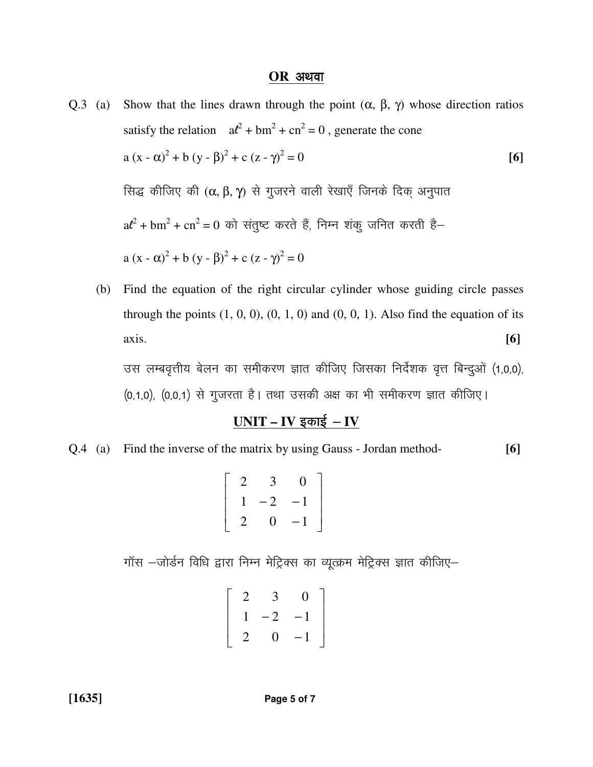## OR अथवा

Q.3 (a) Show that the lines drawn through the point $(\alpha, \beta, \gamma)$ whose direction ratios satisfy the relation $a\ell^2 + bm^2 + cn^2 = 0$, generate the cone

$$a(x - \alpha)^2 + b(y - \beta)^2 + c(z - \gamma)^2 = 0$$ **[6]**

सिद्ध कीजिए की $(\alpha, \beta, \gamma)$ से गुजरने वाली रेखाएँ जिनके दिक् अनुपात $a\ell^2 + bm^2 + cn^2 = 0$ को संतुष्ट करते हैं, निम्न शंकु जनित करती है–

$$a(x - \alpha)^2 + b(y - \beta)^2 + c(z - \gamma)^2 = 0$$

(b) Find the equation of the right circular cylinder whose guiding circle passes through the points (1, 0, 0), (0, 1, 0) and (0, 0, 1). Also find the equation of its axis. **[6]**

उस लम्बवृत्तीय बेलन का समीकरण ज्ञात कीजिए जिसका निर्देशक वृत्त बिन्दुओं (1,0,0), (0,1,0), (0,0,1) से गुजरता है। तथा उसकी अक्ष का भी समीकरण ज्ञात कीजिए।

## UNIT – IV इकाई – IV

Q.4 (a) Find the inverse of the matrix by using Gauss - Jordan method- **[6]**

$$\begin{bmatrix} 2 & 3 & 0 \\ 1 & -2 & -1 \\ 2 & 0 & -1 \end{bmatrix}$$

गॉस –जोर्डन विधि द्वारा निम्न मेट्रिक्स का व्यूत्क्रम मेट्रिक्स ज्ञात कीजिए–

$$\begin{bmatrix} 2 & 3 & 0 \\ 1 & -2 & -1 \\ 2 & 0 & -1 \end{bmatrix}$$

[1635]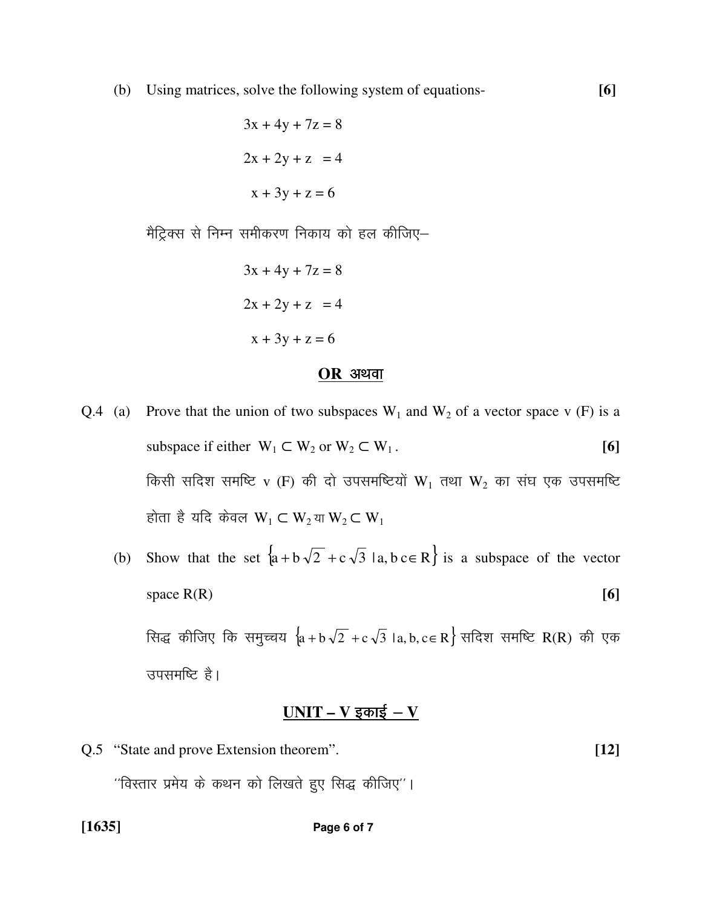(b) Using matrices, solve the following system of equations- **[6]**

$$3x + 4y + 7z = 8$$

$$2x + 2y + z = 4$$

$$x + 3y + z = 6$$

मैट्रिक्स से निम्न समीकरण निकाय को हल कीजिए–

$$3x + 4y + 7z = 8$$

$$2x + 2y + z = 4$$

$$x + 3y + z = 6$$

## OR अथवा

Q.4 (a) Prove that the union of two subspaces $W_1$ and $W_2$ of a vector space v (F) is a subspace if either $W_1 \subset W_2$ or $W_2 \subset W_1$. **[6]**

किसी सदिश समष्टि v (F) की दो उपसमष्टियों $W_1$ तथा $W_2$ का संघ एक उपसमष्टि होता है यदि केवल $W_1 \subset W_2$ या $W_2 \subset W_1$

(b) Show that the set $\{a + b\sqrt{2} + c\sqrt{3} \mid a, b\, c \in R\}$ is a subspace of the vector space R(R) **[6]**

सिद्ध कीजिए कि समुच्चय $\{a + b\sqrt{2} + c\sqrt{3} \mid a, b, c \in R\}$ सदिश समष्टि R(R) की एक उपसमष्टि है।

## UNIT – V इकाई – V

Q.5 "State and prove Extension theorem". **[12]**

''विस्तार प्रमेय के कथन को लिखते हुए सिद्ध कीजिए''।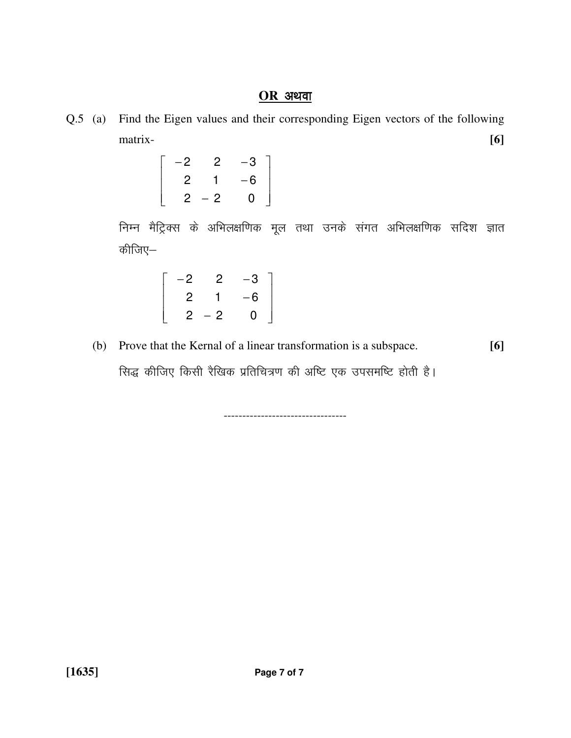**OR अथवा**

Q.5 (a) Find the Eigen values and their corresponding Eigen vectors of the following matrix- **[6]**

$$\begin{bmatrix} -2 & 2 & -3 \\ 2 & 1 & -6 \\ 2 & -2 & 0 \end{bmatrix}$$

निम्न मैट्रिक्स के अभिलक्षणिक मूल तथा उनके संगत अभिलक्षणिक सदिश ज्ञात कीजिए–

$$\begin{bmatrix} -2 & 2 & -3 \\ 2 & 1 & -6 \\ 2 & -2 & 0 \end{bmatrix}$$

(b) Prove that the Kernal of a linear transformation is a subspace. **[6]**

सिद्ध कीजिए किसी रैखिक प्रतिचित्रण की अष्टि एक उपसमष्टि होती है।

---------------------------------